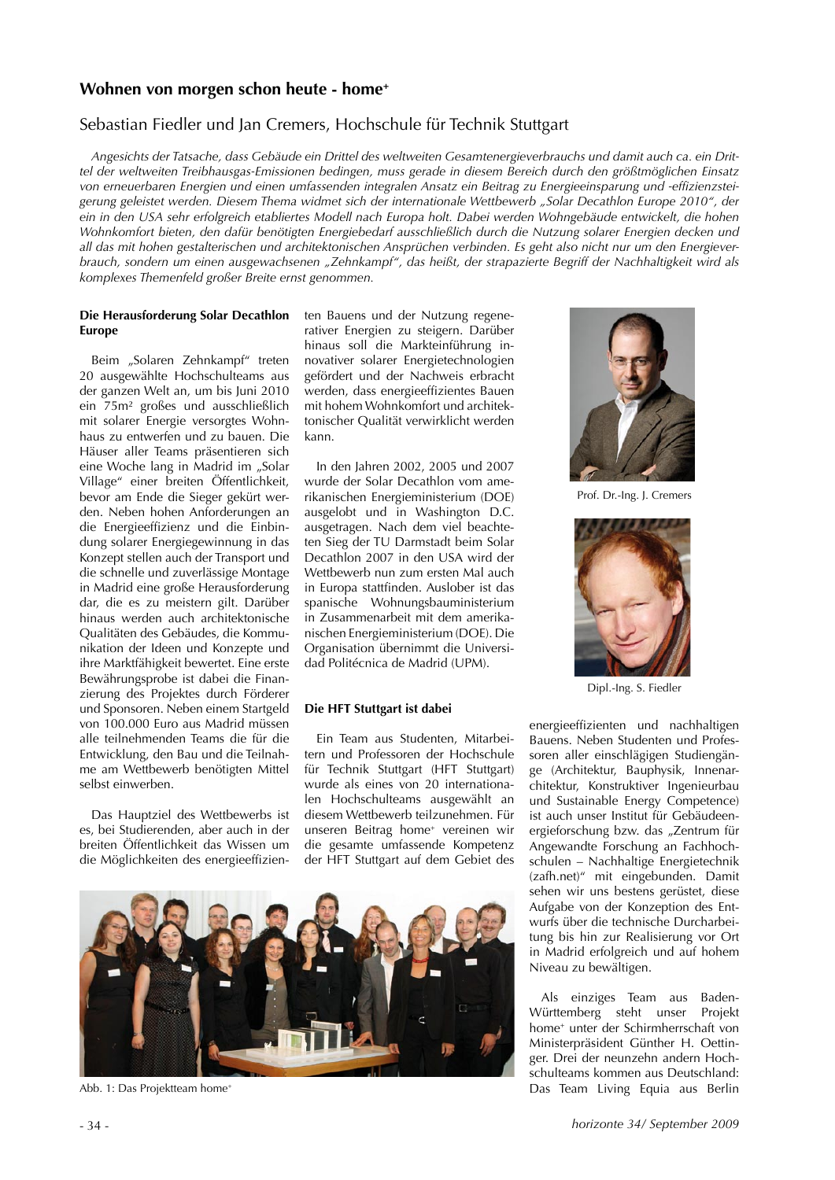## Wohnen von morgen schon heute - home⁺

### Sebastian Fiedler und Jan Cremers, Hochschule für Technik Stuttgart

*Angesichts der Tatsache, dass Gebäude ein Drittel des weltweiten Gesamtenergieverbrauchs und damit auch ca. ein Drittel der weltweiten Treibhausgas-Emissionen bedingen, muss gerade in diesem Bereich durch den größtmöglichen Einsatz von erneuerbaren Energien und einen umfassenden integralen Ansatz ein Beitrag zu Energieeinsparung und -effizienzsteigerung geleistet werden. Diesem Thema widmet sich der internationale Wettbewerb „Solar Decathlon Europe 2010", der ein in den USA sehr erfolgreich etabliertes Modell nach Europa holt. Dabei werden Wohngebäude entwickelt, die hohen Wohnkomfort bieten, den dafür benötigten Energiebedarf ausschließlich durch die Nutzung solarer Energien decken und all das mit hohem gestalterischen und architektonischen Ansprüchen verbinden. Es geht also nicht nur um den Energieverbrauch, sondern um einen ausgewachsenen „Zehnkampf", das heißt, der strapazierte Begriff der Nachhaltigkeit wird als komplexes Themenfeld großer Breite ernst genommen.*

**Die Herausforderung Solar Decathlon Europe**

Beim „Solaren Zehnkampf" treten 20 ausgewählte Hochschulteams aus der ganzen Welt an, um bis Juni 2010 ein 75m² großes und ausschließlich mit solarer Energie versorgtes Wohnhaus zu entwerfen und zu bauen. Die Häuser aller Teams präsentieren sich eine Woche lang in Madrid im „Solar Village" einer breiten Öffentlichkeit, bevor am Ende die Sieger gekürt werden. Neben hohen Anforderungen an die Energieeffizienz und die Einbindung solarer Energiegewinnung in das Konzept stellen auch der Transport und die schnelle und zuverlässige Montage in Madrid eine große Herausforderung dar, die es zu meistern gilt. Darüber hinaus werden auch architektonische Qualitäten des Gebäudes, die Kommunikation der Ideen und Konzepte und ihre Marktfähigkeit bewertet. Eine erste Bewährungsprobe ist dabei die Finanzierung des Projektes durch Förderer und Sponsoren. Neben einem Startgeld von 100.000 Euro aus Madrid müssen alle teilnehmenden Teams die für die Entwicklung, den Bau und die Teilnahme am Wettbewerb benötigten Mittel selbst einwerben.

Das Hauptziel des Wettbewerbs ist es, bei Studierenden, aber auch in der breiten Öffentlichkeit das Wissen um die Möglichkeiten des energieeffizienten Bauens und der Nutzung regenerativer Energien zu steigern. Darüber hinaus soll die Markteinführung innovativer solarer Energietechnologien gefördert und der Nachweis erbracht werden, dass energieeffizientes Bauen mit hohem Wohnkomfort und architektonischer Qualität verwirklicht werden kann.

In den Jahren 2002, 2005 und 2007 wurde der Solar Decathlon vom amerikanischen Energieministerium (DOE) ausgelobt und in Washington D.C. ausgetragen. Nach dem viel beachteten Sieg der TU Darmstadt beim Solar Decathlon 2007 in den USA wird der Wettbewerb nun zum ersten Mal auch in Europa stattfinden. Auslober ist das spanische Wohnungsbauministerium in Zusammenarbeit mit dem amerikanischen Energieministerium (DOE). Die Organisation übernimmt die Universidad Politécnica de Madrid (UPM).

Prof. Dr.-Ing. J. Cremers

Dipl.-Ing. S. Fiedler

**Die HFT Stuttgart ist dabei**

Ein Team aus Studenten, Mitarbeitern und Professoren der Hochschule für Technik Stuttgart (HFT Stuttgart) wurde als eines von 20 internationalen Hochschulteams ausgewählt an diesem Wettbewerb teilzunehmen. Für unseren Beitrag home⁺ vereinen wir die gesamte umfassende Kompetenz der HFT Stuttgart auf dem Gebiet des energieeffizienten und nachhaltigen Bauens. Neben Studenten und Professoren aller einschlägigen Studiengänge (Architektur, Bauphysik, Innenarchitektur, Konstruktiver Ingenieurbau und Sustainable Energy Competence) ist auch unser Institut für Gebäudeenergieforschung bzw. das „Zentrum für Angewandte Forschung an Fachhochschulen – Nachhaltige Energietechnik (zafh.net)" mit eingebunden. Damit sehen wir uns bestens gerüstet, diese Aufgabe von der Konzeption des Entwurfs über die technische Durcharbeitung bis hin zur Realisierung vor Ort in Madrid erfolgreich und auf hohem Niveau zu bewältigen.

Abb. 1: Das Projektteam home⁺

Als einziges Team aus Baden-Württemberg steht unser Projekt home⁺ unter der Schirmherrschaft von Ministerpräsident Günther H. Oettinger. Drei der neunzehn andern Hochschulteams kommen aus Deutschland: Das Team Living Equia aus Berlin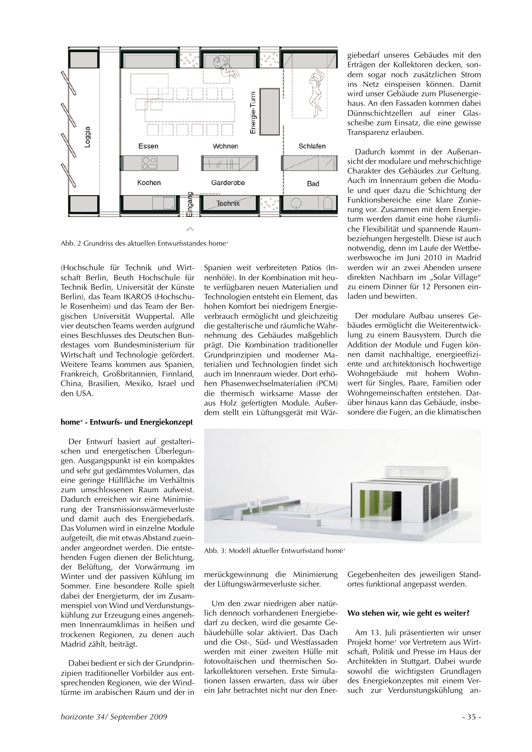Abb. 2 Grundriss des aktuellen Entwurfsstandes home+

(Hochschule für Technik und Wirtschaft Berlin, Beuth Hochschule für Technik Berlin, Universität der Künste Berlin), das Team IKAROS (Hochschule Rosenheim) und das Team der Bergischen Universität Wuppertal. Alle vier deutschen Teams werden aufgrund eines Beschlusses des Deutschen Bundestages vom Bundesministerium für Wirtschaft und Technologie gefördert. Weitere Teams kommen aus Spanien, Frankreich, Großbritannien, Finnland, China, Brasilien, Mexiko, Israel und den USA.

**home+ - Entwurfs- und Energiekonzept**

Der Entwurf basiert auf gestalterischen und energetischen Überlegungen. Ausgangspunkt ist ein kompaktes und sehr gut gedämmtes Volumen, das eine geringe Hüllfläche im Verhältnis zum umschlossenen Raum aufweist. Dadurch erreichen wir eine Minimierung der Transmissionswärmeverluste und damit auch des Energiebedarfs. Das Volumen wird in einzelne Module aufgeteilt, die mit etwas Abstand zueinander angeordnet werden. Die entstehenden Fugen dienen der Belichtung, der Belüftung, der Vorwärmung im Winter und der passiven Kühlung im Sommer. Eine besondere Rolle spielt dabei der Energieturm, der im Zusammenspiel von Wind und Verdunstungskühlung zur Erzeugung eines angenehmen Innenraumklimas in heißen und trockenen Regionen, zu denen auch Madrid zählt, beiträgt.

Dabei bedient er sich der Grundprinzipien traditioneller Vorbilder aus entsprechenden Regionen, wie der Windtürme im arabischen Raum und der in Spanien weit verbreiteten Patios (Innenhöfe). In der Kombination mit heute verfügbaren neuen Materialien und Technologien entsteht ein Element, das hohen Komfort bei niedrigem Energieverbrauch ermöglicht und gleichzeitig die gestalterische und räumliche Wahrnehmung des Gebäudes maßgeblich prägt. Die Kombination traditioneller Grundprinzipien und moderner Materialien und Technologien findet sich auch im Innenraum wieder. Dort erhöhen Phasenwechselmaterialien (PCM) die thermisch wirksame Masse der aus Holz gefertigten Module. Außerdem stellt ein Lüftungsgerät mit Wärmerückgewinnung die Minimierung der Lüftungswärmeverluste sicher.

Abb. 3: Modell aktueller Entwurfsstand home+

Um den zwar niedrigen aber natürlich dennoch vorhandenen Energiebedarf zu decken, wird die gesamte Gebäudehülle solar aktiviert. Das Dach und die Ost-, Süd- und Westfassaden werden mit einer zweiten Hülle mit fotovoltaischen und thermischen Solarkollektoren versehen. Erste Simulationen lassen erwarten, dass wir über ein Jahr betrachtet nicht nur den Energiebedarf unseres Gebäudes mit den Erträgen der Kollektoren decken, sondern sogar noch zusätzlichen Strom ins Netz einspeisen können. Damit wird unser Gebäude zum Plusenergiehaus. An den Fassaden kommen dabei Dünnschichtzellen auf einer Glasscheibe zum Einsatz, die eine gewisse Transparenz erlauben.

Dadurch kommt in der Außenansicht der modulare und mehrschichtige Charakter des Gebäudes zur Geltung. Auch im Innenraum geben die Module und quer dazu die Schichtung der Funktionsbereiche eine klare Zonierung vor. Zusammen mit dem Energieturm werden damit eine hohe räumliche Flexibilität und spannende Raumbeziehungen hergestellt. Diese ist auch notwendig, denn im Laufe der Wettbewerbswoche im Juni 2010 in Madrid werden wir an zwei Abenden unsere direkten Nachbarn im „Solar Village" zu einem Dinner für 12 Personen einladen und bewirten.

Der modulare Aufbau unseres Gebäudes ermöglicht die Weiterentwicklung zu einem Bausystem. Durch die Addition der Module und Fugen können damit nachhaltige, energieeffiziente und architektonisch hochwertige Wohngebäude mit hohem Wohnwert für Singles, Paare, Familien oder Wohngemeinschaften entstehen. Darüber hinaus kann das Gebäude, insbesondere die Fugen, an die klimatischen Gegebenheiten des jeweiligen Standortes funktional angepasst werden.

**Wo stehen wir, wie geht es weiter?**

Am 13. Juli präsentierten wir unser Projekt home+ vor Vertretern aus Wirtschaft, Politik und Presse im Haus der Architekten in Stuttgart. Dabei wurde sowohl die wichtigsten Grundlagen des Energiekonzeptes mit einem Versuch zur Verdunstungskühlung an-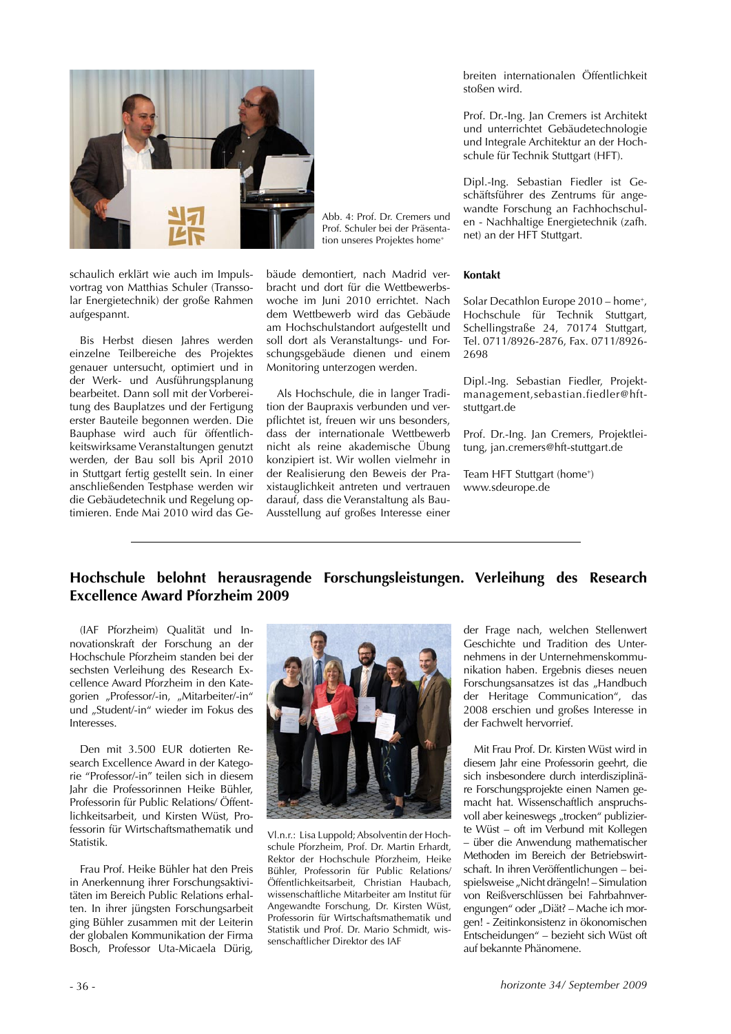Abb. 4: Prof. Dr. Cremers und Prof. Schuler bei der Präsentation unseres Projektes home+

schaulich erklärt wie auch im Impulsvortrag von Matthias Schuler (Transsolar Energietechnik) der große Rahmen aufgespannt.

Bis Herbst diesen Jahres werden einzelne Teilbereiche des Projektes genauer untersucht, optimiert und in der Werk- und Ausführungsplanung bearbeitet. Dann soll mit der Vorbereitung des Bauplatzes und der Fertigung erster Bauteile begonnen werden. Die Bauphase wird auch für öffentlichkeitswirksame Veranstaltungen genutzt werden, der Bau soll bis April 2010 in Stuttgart fertig gestellt sein. In einer anschließenden Testphase werden wir die Gebäudetechnik und Regelung optimieren. Ende Mai 2010 wird das Gebäude demontiert, nach Madrid verbracht und dort für die Wettbewerbswoche im Juni 2010 errichtet. Nach dem Wettbewerb wird das Gebäude am Hochschulstandort aufgestellt und soll dort als Veranstaltungs- und Forschungsgebäude dienen und einem Monitoring unterzogen werden.

Als Hochschule, die in langer Tradition der Baupraxis verbunden und verpflichtet ist, freuen wir uns besonders, dass der internationale Wettbewerb nicht als reine akademische Übung konzipiert ist. Wir wollen vielmehr in der Realisierung den Beweis der Praxistauglichkeit antreten und vertrauen darauf, dass die Veranstaltung als Bau-Ausstellung auf großes Interesse einer breiten internationalen Öffentlichkeit stoßen wird.

Prof. Dr.-Ing. Jan Cremers ist Architekt und unterrichtet Gebäudetechnologie und Integrale Architektur an der Hochschule für Technik Stuttgart (HFT).

Dipl.-Ing. Sebastian Fiedler ist Geschäftsführer des Zentrums für angewandte Forschung an Fachhochschulen - Nachhaltige Energietechnik (zafh.net) an der HFT Stuttgart.

**Kontakt**

Solar Decathlon Europe 2010 – home+, Hochschule für Technik Stuttgart, Schellingstraße 24, 70174 Stuttgart, Tel. 0711/8926-2876, Fax. 0711/8926-2698

Dipl.-Ing. Sebastian Fiedler, Projektmanagement,sebastian.fiedler@hft-stuttgart.de

Prof. Dr.-Ing. Jan Cremers, Projektleitung, jan.cremers@hft-stuttgart.de

Team HFT Stuttgart (home+)
www.sdeurope.de

---

## Hochschule belohnt herausragende Forschungsleistungen. Verleihung des Research Excellence Award Pforzheim 2009

(IAF Pforzheim) Qualität und Innovationskraft der Forschung an der Hochschule Pforzheim standen bei der sechsten Verleihung des Research Excellence Award Pforzheim in den Kategorien „Professor/-in, „Mitarbeiter/-in" und „Student/-in" wieder im Fokus des Interesses.

Den mit 3.500 EUR dotierten Research Excellence Award in der Kategorie "Professor/-in" teilen sich in diesem Jahr die Professorinnen Heike Bühler, Professorin für Public Relations/ Öffentlichkeitsarbeit, und Kirsten Wüst, Professorin für Wirtschaftsmathematik und Statistik.

Frau Prof. Heike Bühler hat den Preis in Anerkennung ihrer Forschungsaktivitäten im Bereich Public Relations erhalten. In ihrer jüngsten Forschungsarbeit ging Bühler zusammen mit der Leiterin der globalen Kommunikation der Firma Bosch, Professor Uta-Micaela Dürig, der Frage nach, welchen Stellenwert Geschichte und Tradition des Unternehmens in der Unternehmenskommunikation haben. Ergebnis dieses neuen Forschungsansatzes ist das „Handbuch der Heritage Communication", das 2008 erschienen und großes Interesse in der Fachwelt hervorrief.

Vl.n.r.: Lisa Luppold; Absolventin der Hochschule Pforzheim, Prof. Dr. Martin Erhardt, Rektor der Hochschule Pforzheim, Heike Bühler, Professorin für Public Relations/ Öffentlichkeitsarbeit, Christian Haubach, wissenschaftliche Mitarbeiter am Institut für Angewandte Forschung, Dr. Kirsten Wüst, Professorin für Wirtschaftsmathematik und Statistik und Prof. Dr. Mario Schmidt, wissenschaftlicher Direktor des IAF

Mit Frau Prof. Dr. Kirsten Wüst wird in diesem Jahr eine Professorin geehrt, die sich insbesondere durch interdisziplinäre Forschungsprojekte einen Namen gemacht hat. Wissenschaftlich anspruchsvoll aber keineswegs „trocken" publizierte Wüst – oft im Verbund mit Kollegen – über die Anwendung mathematischer Methoden im Bereich der Betriebswirtschaft. In ihren Veröffentlichungen – beispielsweise „Nicht drängeln! – Simulation von Reißverschlüssen bei Fahrbahnverengungen" oder „Diät? – Mache ich morgen! - Zeitinkonsistenz in ökonomischen Entscheidungen" – bezieht sich Wüst oft auf bekannte Phänomene.